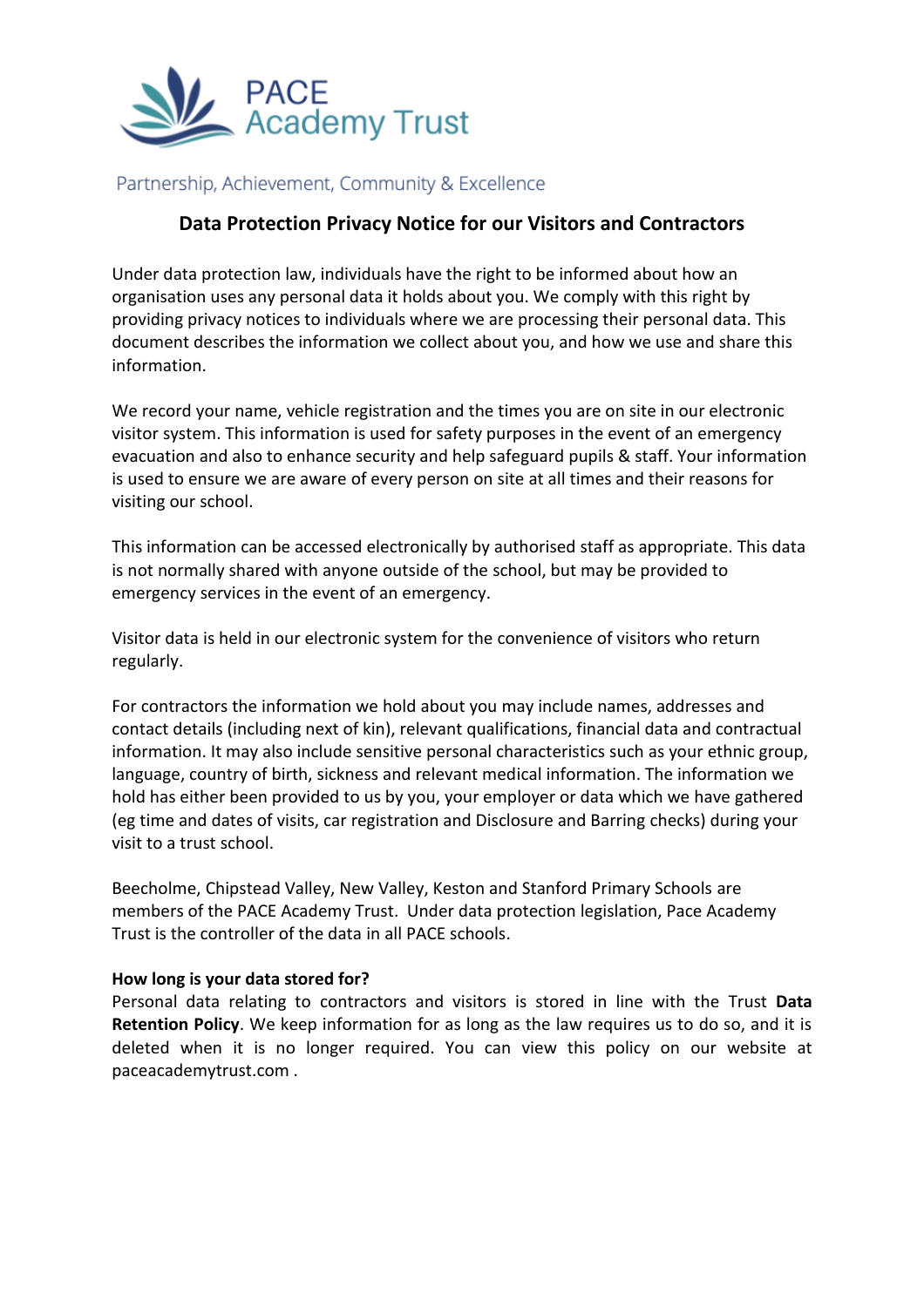PACE Academy Trust

Partnership, Achievement, Community & Excellence

# Data Protection Privacy Notice for our Visitors and Contractors

Under data protection law, individuals have the right to be informed about how an organisation uses any personal data it holds about you. We comply with this right by providing privacy notices to individuals where we are processing their personal data. This document describes the information we collect about you, and how we use and share this information.

We record your name, vehicle registration and the times you are on site in our electronic visitor system. This information is used for safety purposes in the event of an emergency evacuation and also to enhance security and help safeguard pupils & staff. Your information is used to ensure we are aware of every person on site at all times and their reasons for visiting our school.

This information can be accessed electronically by authorised staff as appropriate. This data is not normally shared with anyone outside of the school, but may be provided to emergency services in the event of an emergency.

Visitor data is held in our electronic system for the convenience of visitors who return regularly.

For contractors the information we hold about you may include names, addresses and contact details (including next of kin), relevant qualifications, financial data and contractual information. It may also include sensitive personal characteristics such as your ethnic group, language, country of birth, sickness and relevant medical information. The information we hold has either been provided to us by you, your employer or data which we have gathered (eg time and dates of visits, car registration and Disclosure and Barring checks) during your visit to a trust school.

Beecholme, Chipstead Valley, New Valley, Keston and Stanford Primary Schools are members of the PACE Academy Trust. Under data protection legislation, Pace Academy Trust is the controller of the data in all PACE schools.

**How long is your data stored for?**

Personal data relating to contractors and visitors is stored in line with the Trust **Data Retention Policy**. We keep information for as long as the law requires us to do so, and it is deleted when it is no longer required. You can view this policy on our website at paceacademytrust.com .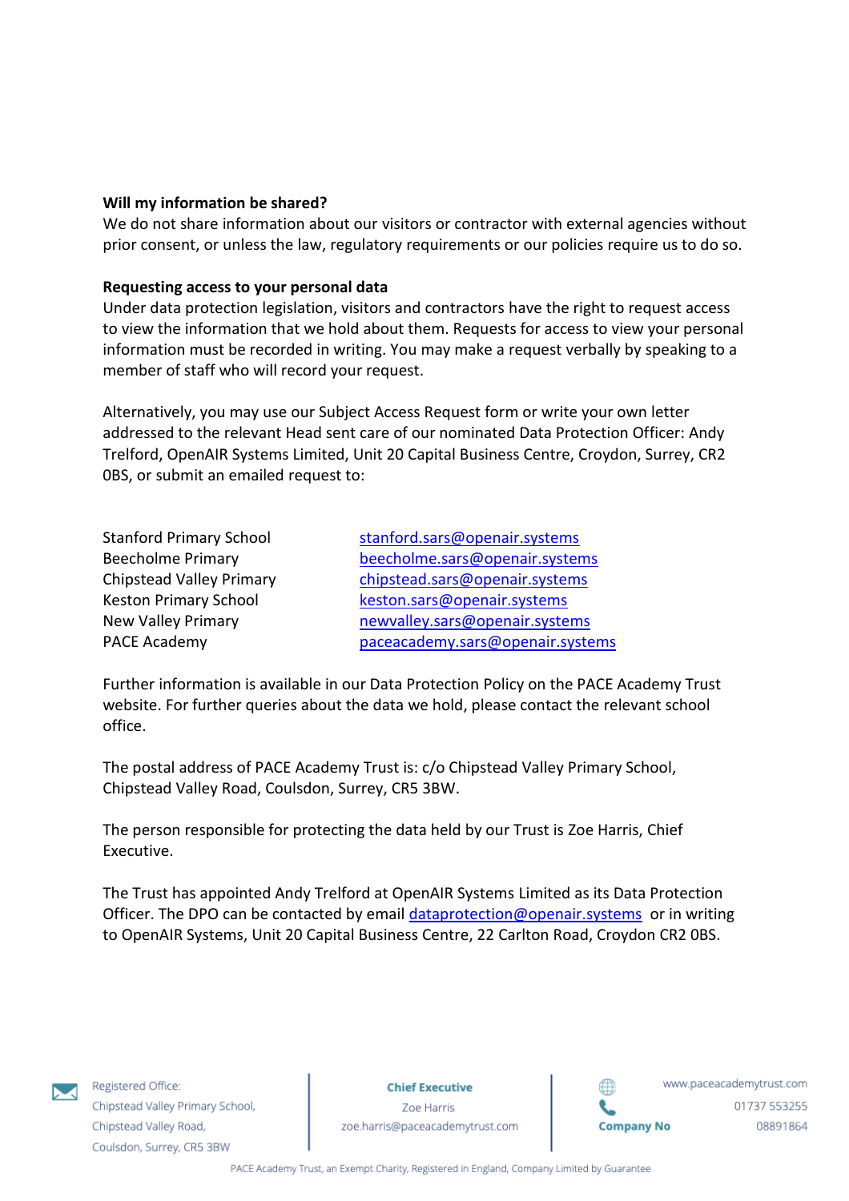**Will my information be shared?**

We do not share information about our visitors or contractor with external agencies without prior consent, or unless the law, regulatory requirements or our policies require us to do so.

**Requesting access to your personal data**

Under data protection legislation, visitors and contractors have the right to request access to view the information that we hold about them. Requests for access to view your personal information must be recorded in writing. You may make a request verbally by speaking to a member of staff who will record your request.

Alternatively, you may use our Subject Access Request form or write your own letter addressed to the relevant Head sent care of our nominated Data Protection Officer: Andy Trelford, OpenAIR Systems Limited, Unit 20 Capital Business Centre, Croydon, Surrey, CR2 0BS, or submit an emailed request to:

| | |
|---|---|
| Stanford Primary School | stanford.sars@openair.systems |
| Beecholme Primary | beecholme.sars@openair.systems |
| Chipstead Valley Primary | chipstead.sars@openair.systems |
| Keston Primary School | keston.sars@openair.systems |
| New Valley Primary | newvalley.sars@openair.systems |
| PACE Academy | paceacademy.sars@openair.systems |

Further information is available in our Data Protection Policy on the PACE Academy Trust website. For further queries about the data we hold, please contact the relevant school office.

The postal address of PACE Academy Trust is: c/o Chipstead Valley Primary School, Chipstead Valley Road, Coulsdon, Surrey, CR5 3BW.

The person responsible for protecting the data held by our Trust is Zoe Harris, Chief Executive.

The Trust has appointed Andy Trelford at OpenAIR Systems Limited as its Data Protection Officer. The DPO can be contacted by email dataprotection@openair.systems or in writing to OpenAIR Systems, Unit 20 Capital Business Centre, 22 Carlton Road, Croydon CR2 0BS.